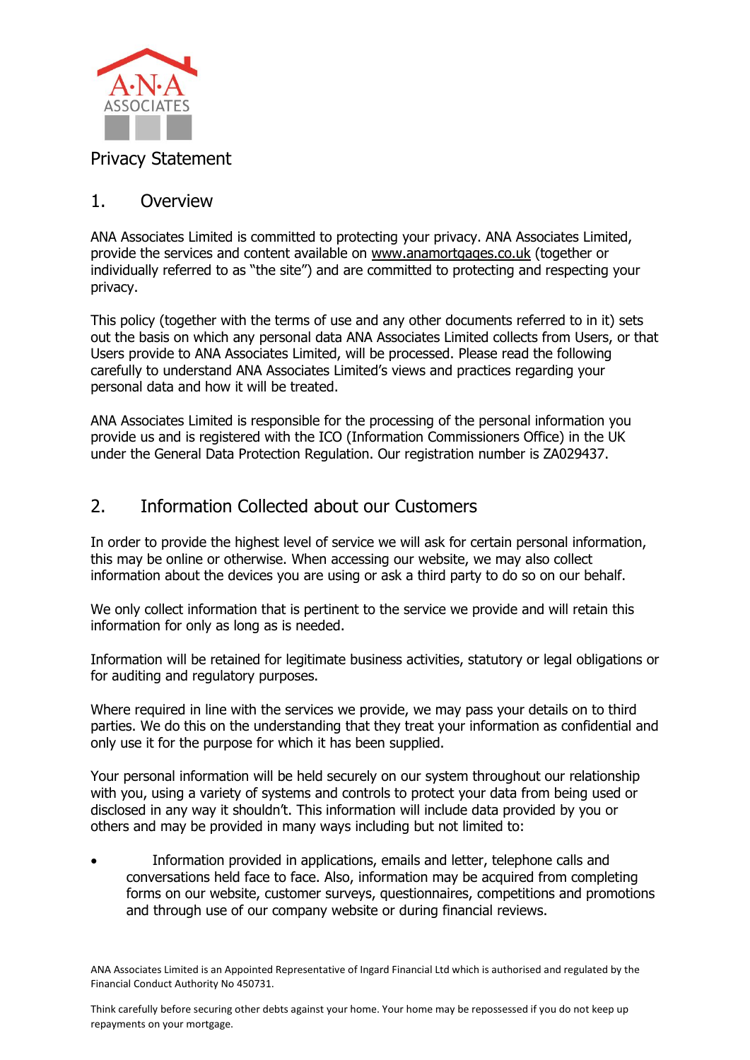# Privacy Statement

## 1. Overview

ANA Associates Limited is committed to protecting your privacy. ANA Associates Limited, provide the services and content available on www.anamortgages.co.uk (together or individually referred to as "the site") and are committed to protecting and respecting your privacy.

This policy (together with the terms of use and any other documents referred to in it) sets out the basis on which any personal data ANA Associates Limited collects from Users, or that Users provide to ANA Associates Limited, will be processed. Please read the following carefully to understand ANA Associates Limited's views and practices regarding your personal data and how it will be treated.

ANA Associates Limited is responsible for the processing of the personal information you provide us and is registered with the ICO (Information Commissioners Office) in the UK under the General Data Protection Regulation. Our registration number is ZA029437.

## 2. Information Collected about our Customers

In order to provide the highest level of service we will ask for certain personal information, this may be online or otherwise. When accessing our website, we may also collect information about the devices you are using or ask a third party to do so on our behalf.

We only collect information that is pertinent to the service we provide and will retain this information for only as long as is needed.

Information will be retained for legitimate business activities, statutory or legal obligations or for auditing and regulatory purposes.

Where required in line with the services we provide, we may pass your details on to third parties. We do this on the understanding that they treat your information as confidential and only use it for the purpose for which it has been supplied.

Your personal information will be held securely on our system throughout our relationship with you, using a variety of systems and controls to protect your data from being used or disclosed in any way it shouldn't. This information will include data provided by you or others and may be provided in many ways including but not limited to:

- Information provided in applications, emails and letter, telephone calls and conversations held face to face. Also, information may be acquired from completing forms on our website, customer surveys, questionnaires, competitions and promotions and through use of our company website or during financial reviews.

ANA Associates Limited is an Appointed Representative of Ingard Financial Ltd which is authorised and regulated by the Financial Conduct Authority No 450731.

Think carefully before securing other debts against your home. Your home may be repossessed if you do not keep up repayments on your mortgage.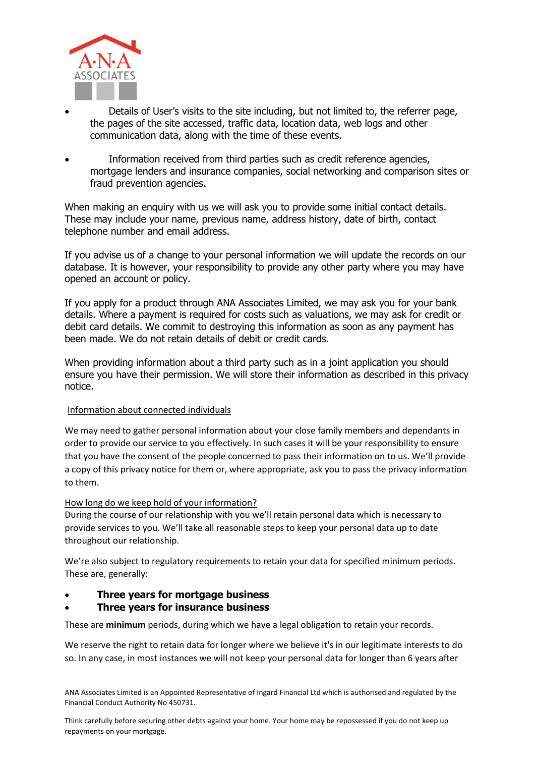- Details of User's visits to the site including, but not limited to, the referrer page, the pages of the site accessed, traffic data, location data, web logs and other communication data, along with the time of these events.

- Information received from third parties such as credit reference agencies, mortgage lenders and insurance companies, social networking and comparison sites or fraud prevention agencies.

When making an enquiry with us we will ask you to provide some initial contact details. These may include your name, previous name, address history, date of birth, contact telephone number and email address.

If you advise us of a change to your personal information we will update the records on our database. It is however, your responsibility to provide any other party where you may have opened an account or policy.

If you apply for a product through ANA Associates Limited, we may ask you for your bank details. Where a payment is required for costs such as valuations, we may ask for credit or debit card details. We commit to destroying this information as soon as any payment has been made. We do not retain details of debit or credit cards.

When providing information about a third party such as in a joint application you should ensure you have their permission. We will store their information as described in this privacy notice.

Information about connected individuals

We may need to gather personal information about your close family members and dependants in order to provide our service to you effectively. In such cases it will be your responsibility to ensure that you have the consent of the people concerned to pass their information on to us. We'll provide a copy of this privacy notice for them or, where appropriate, ask you to pass the privacy information to them.

How long do we keep hold of your information?

During the course of our relationship with you we'll retain personal data which is necessary to provide services to you. We'll take all reasonable steps to keep your personal data up to date throughout our relationship.

We're also subject to regulatory requirements to retain your data for specified minimum periods. These are, generally:

- **Three years for mortgage business**
- **Three years for insurance business**

These are **minimum** periods, during which we have a legal obligation to retain your records.

We reserve the right to retain data for longer where we believe it's in our legitimate interests to do so. In any case, in most instances we will not keep your personal data for longer than 6 years after

ANA Associates Limited is an Appointed Representative of Ingard Financial Ltd which is authorised and regulated by the Financial Conduct Authority No 450731.

Think carefully before securing other debts against your home. Your home may be repossessed if you do not keep up repayments on your mortgage.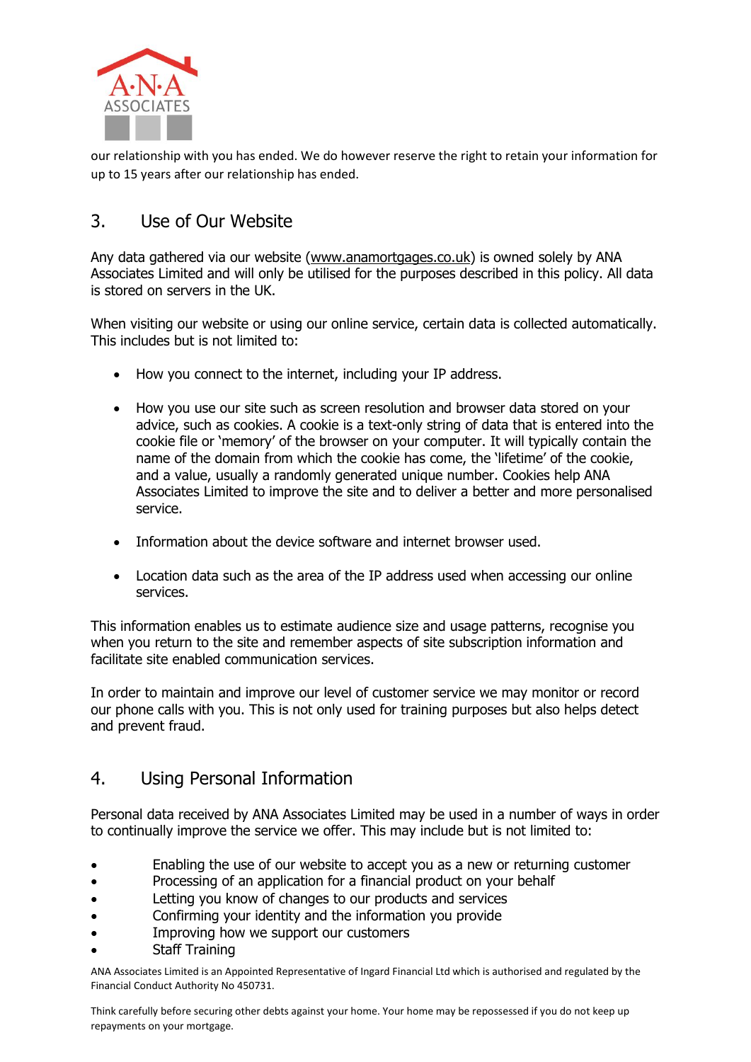our relationship with you has ended. We do however reserve the right to retain your information for up to 15 years after our relationship has ended.

## 3. Use of Our Website

Any data gathered via our website (www.anamortgages.co.uk) is owned solely by ANA Associates Limited and will only be utilised for the purposes described in this policy. All data is stored on servers in the UK.

When visiting our website or using our online service, certain data is collected automatically. This includes but is not limited to:

- How you connect to the internet, including your IP address.
- How you use our site such as screen resolution and browser data stored on your advice, such as cookies. A cookie is a text-only string of data that is entered into the cookie file or 'memory' of the browser on your computer. It will typically contain the name of the domain from which the cookie has come, the 'lifetime' of the cookie, and a value, usually a randomly generated unique number. Cookies help ANA Associates Limited to improve the site and to deliver a better and more personalised service.
- Information about the device software and internet browser used.
- Location data such as the area of the IP address used when accessing our online services.

This information enables us to estimate audience size and usage patterns, recognise you when you return to the site and remember aspects of site subscription information and facilitate site enabled communication services.

In order to maintain and improve our level of customer service we may monitor or record our phone calls with you. This is not only used for training purposes but also helps detect and prevent fraud.

## 4. Using Personal Information

Personal data received by ANA Associates Limited may be used in a number of ways in order to continually improve the service we offer. This may include but is not limited to:

- Enabling the use of our website to accept you as a new or returning customer
- Processing of an application for a financial product on your behalf
- Letting you know of changes to our products and services
- Confirming your identity and the information you provide
- Improving how we support our customers
- Staff Training

ANA Associates Limited is an Appointed Representative of Ingard Financial Ltd which is authorised and regulated by the Financial Conduct Authority No 450731.

Think carefully before securing other debts against your home. Your home may be repossessed if you do not keep up repayments on your mortgage.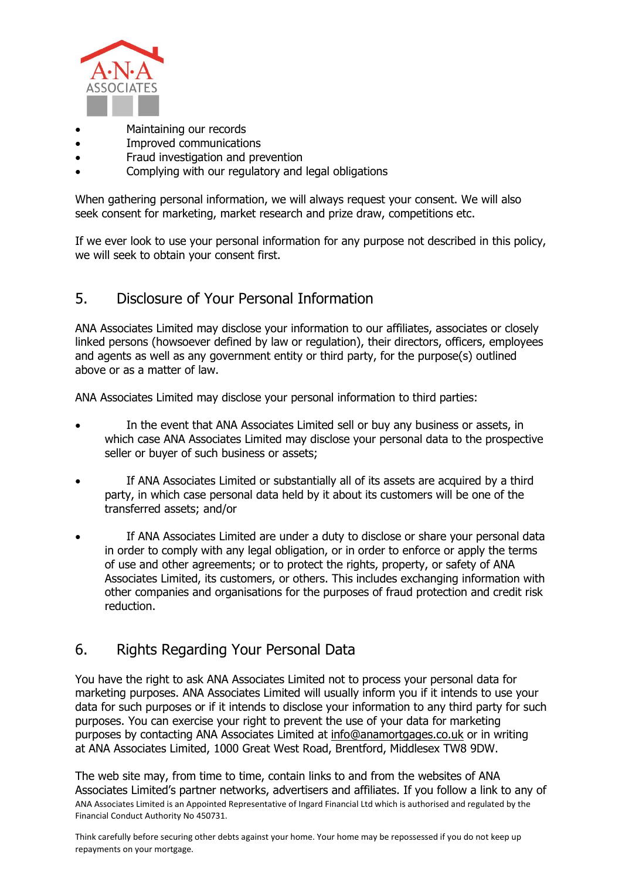- Maintaining our records
- Improved communications
- Fraud investigation and prevention
- Complying with our regulatory and legal obligations

When gathering personal information, we will always request your consent. We will also seek consent for marketing, market research and prize draw, competitions etc.

If we ever look to use your personal information for any purpose not described in this policy, we will seek to obtain your consent first.

## 5. Disclosure of Your Personal Information

ANA Associates Limited may disclose your information to our affiliates, associates or closely linked persons (howsoever defined by law or regulation), their directors, officers, employees and agents as well as any government entity or third party, for the purpose(s) outlined above or as a matter of law.

ANA Associates Limited may disclose your personal information to third parties:

- In the event that ANA Associates Limited sell or buy any business or assets, in which case ANA Associates Limited may disclose your personal data to the prospective seller or buyer of such business or assets;

- If ANA Associates Limited or substantially all of its assets are acquired by a third party, in which case personal data held by it about its customers will be one of the transferred assets; and/or

- If ANA Associates Limited are under a duty to disclose or share your personal data in order to comply with any legal obligation, or in order to enforce or apply the terms of use and other agreements; or to protect the rights, property, or safety of ANA Associates Limited, its customers, or others. This includes exchanging information with other companies and organisations for the purposes of fraud protection and credit risk reduction.

## 6. Rights Regarding Your Personal Data

You have the right to ask ANA Associates Limited not to process your personal data for marketing purposes. ANA Associates Limited will usually inform you if it intends to use your data for such purposes or if it intends to disclose your information to any third party for such purposes. You can exercise your right to prevent the use of your data for marketing purposes by contacting ANA Associates Limited at info@anamortgages.co.uk or in writing at ANA Associates Limited, 1000 Great West Road, Brentford, Middlesex TW8 9DW.

The web site may, from time to time, contain links to and from the websites of ANA Associates Limited's partner networks, advertisers and affiliates. If you follow a link to any of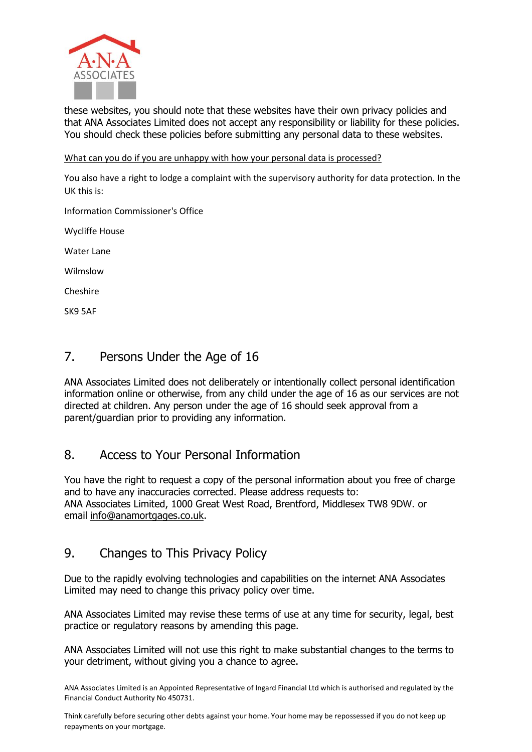these websites, you should note that these websites have their own privacy policies and that ANA Associates Limited does not accept any responsibility or liability for these policies. You should check these policies before submitting any personal data to these websites.

What can you do if you are unhappy with how your personal data is processed?

You also have a right to lodge a complaint with the supervisory authority for data protection. In the UK this is:

Information Commissioner's Office

Wycliffe House

Water Lane

Wilmslow

Cheshire

SK9 5AF

## 7. Persons Under the Age of 16

ANA Associates Limited does not deliberately or intentionally collect personal identification information online or otherwise, from any child under the age of 16 as our services are not directed at children. Any person under the age of 16 should seek approval from a parent/guardian prior to providing any information.

## 8. Access to Your Personal Information

You have the right to request a copy of the personal information about you free of charge and to have any inaccuracies corrected. Please address requests to:
ANA Associates Limited, 1000 Great West Road, Brentford, Middlesex TW8 9DW. or email info@anamortgages.co.uk.

## 9. Changes to This Privacy Policy

Due to the rapidly evolving technologies and capabilities on the internet ANA Associates Limited may need to change this privacy policy over time.

ANA Associates Limited may revise these terms of use at any time for security, legal, best practice or regulatory reasons by amending this page.

ANA Associates Limited will not use this right to make substantial changes to the terms to your detriment, without giving you a chance to agree.

ANA Associates Limited is an Appointed Representative of Ingard Financial Ltd which is authorised and regulated by the Financial Conduct Authority No 450731.

Think carefully before securing other debts against your home. Your home may be repossessed if you do not keep up repayments on your mortgage.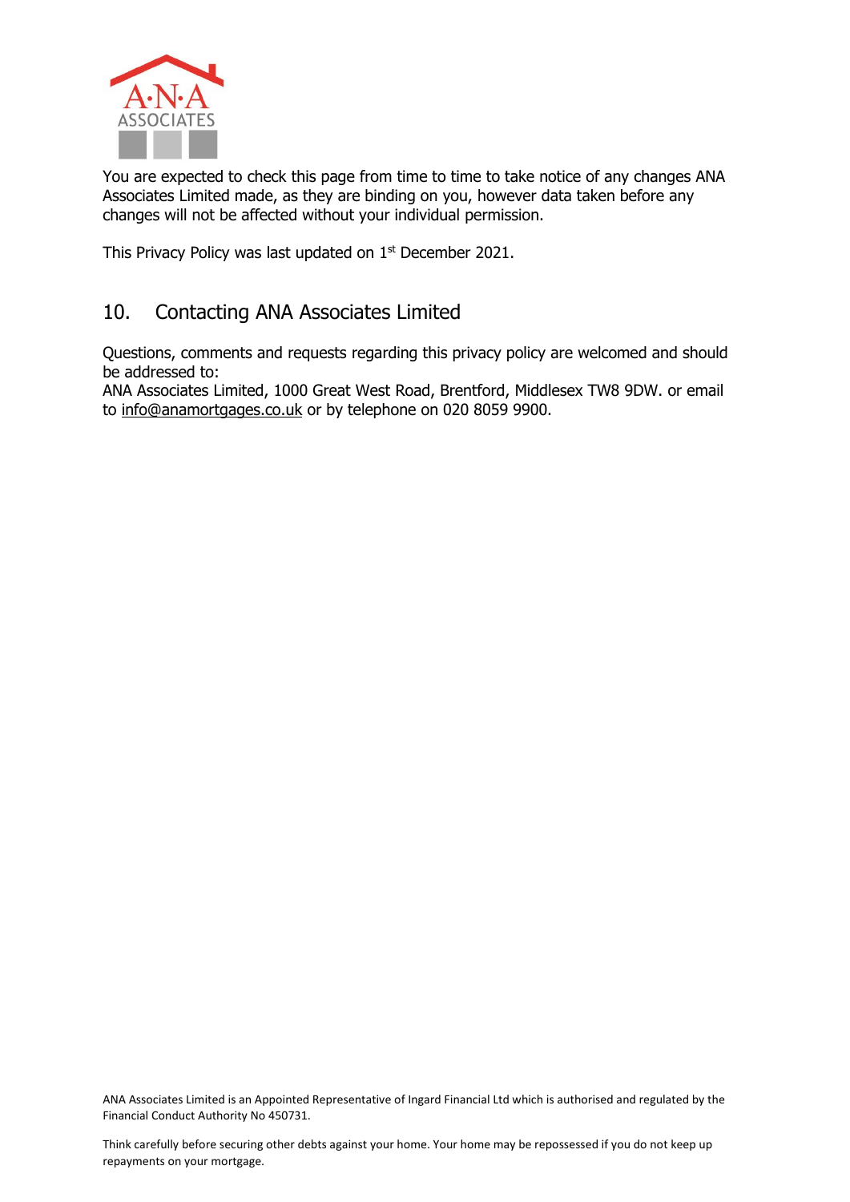You are expected to check this page from time to time to take notice of any changes ANA Associates Limited made, as they are binding on you, however data taken before any changes will not be affected without your individual permission.

This Privacy Policy was last updated on 1st December 2021.

## 10. Contacting ANA Associates Limited

Questions, comments and requests regarding this privacy policy are welcomed and should be addressed to:
ANA Associates Limited, 1000 Great West Road, Brentford, Middlesex TW8 9DW. or email to info@anamortgages.co.uk or by telephone on 020 8059 9900.

ANA Associates Limited is an Appointed Representative of Ingard Financial Ltd which is authorised and regulated by the Financial Conduct Authority No 450731.

Think carefully before securing other debts against your home. Your home may be repossessed if you do not keep up repayments on your mortgage.